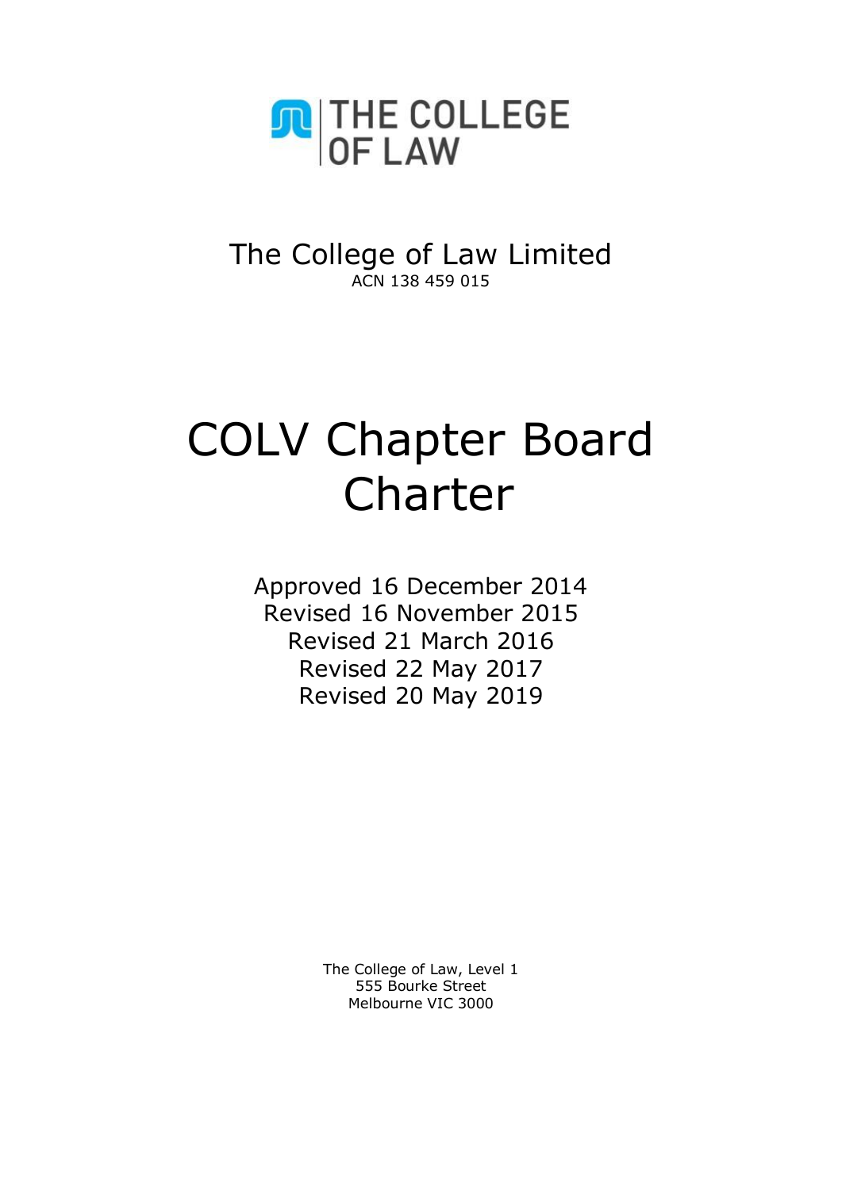THE COLLEGE OF LAW

The College of Law Limited
ACN 138 459 015

# COLV Chapter Board Charter

Approved 16 December 2014
Revised 16 November 2015
Revised 21 March 2016
Revised 22 May 2017
Revised 20 May 2019

The College of Law, Level 1
555 Bourke Street
Melbourne VIC 3000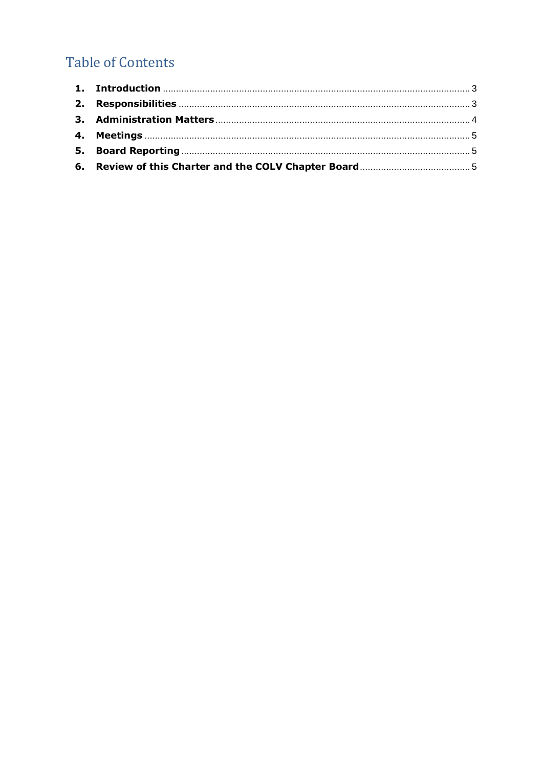# Table of Contents

1. **Introduction** .................................................................................................................... 3
2. **Responsibilities** ............................................................................................................. 3
3. **Administration Matters** ................................................................................................ 4
4. **Meetings** ......................................................................................................................... 5
5. **Board Reporting** ............................................................................................................ 5
6. **Review of this Charter and the COLV Chapter Board** ............................................. 5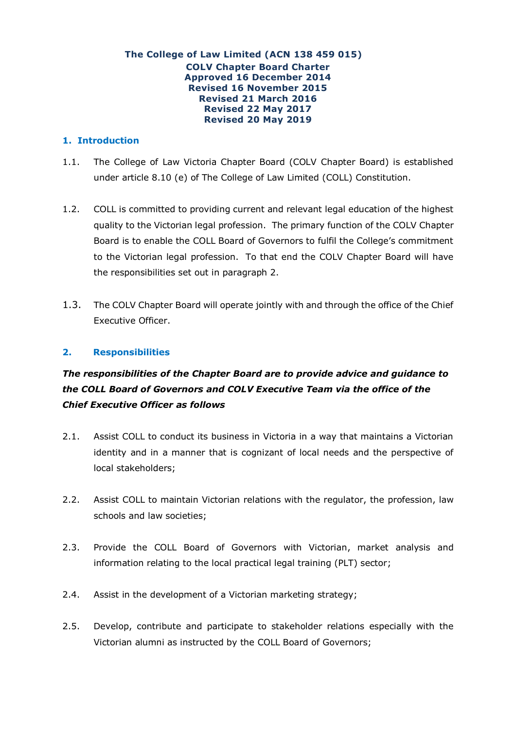**The College of Law Limited (ACN 138 459 015)**
**COLV Chapter Board Charter**
**Approved 16 December 2014**
**Revised 16 November 2015**
**Revised 21 March 2016**
**Revised 22 May 2017**
**Revised 20 May 2019**

## 1. Introduction

1.1. The College of Law Victoria Chapter Board (COLV Chapter Board) is established under article 8.10 (e) of The College of Law Limited (COLL) Constitution.

1.2. COLL is committed to providing current and relevant legal education of the highest quality to the Victorian legal profession. The primary function of the COLV Chapter Board is to enable the COLL Board of Governors to fulfil the College's commitment to the Victorian legal profession. To that end the COLV Chapter Board will have the responsibilities set out in paragraph 2.

1.3. The COLV Chapter Board will operate jointly with and through the office of the Chief Executive Officer.

## 2. Responsibilities

***The responsibilities of the Chapter Board are to provide advice and guidance to the COLL Board of Governors and COLV Executive Team via the office of the Chief Executive Officer as follows***

2.1. Assist COLL to conduct its business in Victoria in a way that maintains a Victorian identity and in a manner that is cognizant of local needs and the perspective of local stakeholders;

2.2. Assist COLL to maintain Victorian relations with the regulator, the profession, law schools and law societies;

2.3. Provide the COLL Board of Governors with Victorian, market analysis and information relating to the local practical legal training (PLT) sector;

2.4. Assist in the development of a Victorian marketing strategy;

2.5. Develop, contribute and participate to stakeholder relations especially with the Victorian alumni as instructed by the COLL Board of Governors;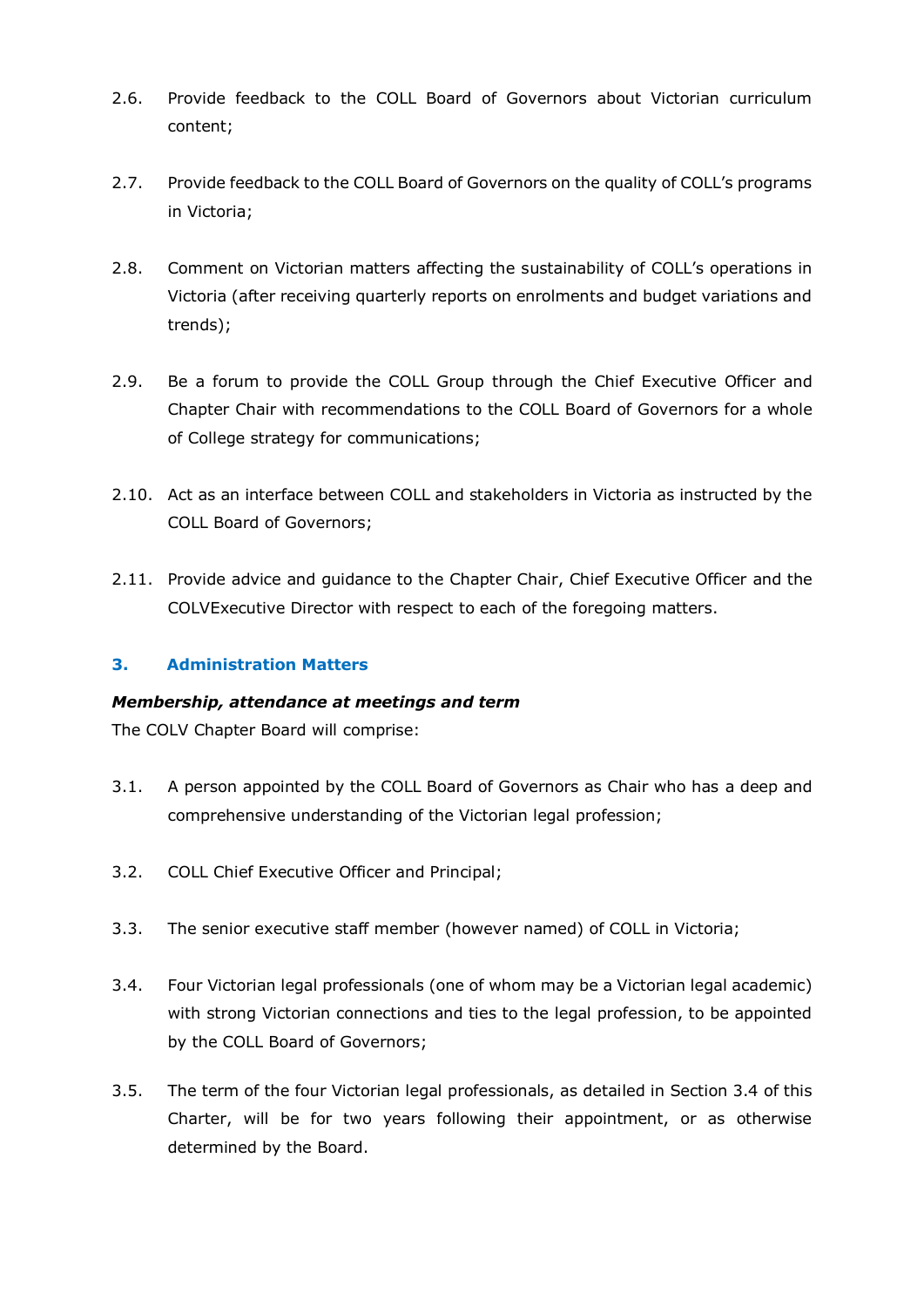2.6. Provide feedback to the COLL Board of Governors about Victorian curriculum content;

2.7. Provide feedback to the COLL Board of Governors on the quality of COLL's programs in Victoria;

2.8. Comment on Victorian matters affecting the sustainability of COLL's operations in Victoria (after receiving quarterly reports on enrolments and budget variations and trends);

2.9. Be a forum to provide the COLL Group through the Chief Executive Officer and Chapter Chair with recommendations to the COLL Board of Governors for a whole of College strategy for communications;

2.10. Act as an interface between COLL and stakeholders in Victoria as instructed by the COLL Board of Governors;

2.11. Provide advice and guidance to the Chapter Chair, Chief Executive Officer and the COLVExecutive Director with respect to each of the foregoing matters.

### 3. Administration Matters

***Membership, attendance at meetings and term***

The COLV Chapter Board will comprise:

3.1. A person appointed by the COLL Board of Governors as Chair who has a deep and comprehensive understanding of the Victorian legal profession;

3.2. COLL Chief Executive Officer and Principal;

3.3. The senior executive staff member (however named) of COLL in Victoria;

3.4. Four Victorian legal professionals (one of whom may be a Victorian legal academic) with strong Victorian connections and ties to the legal profession, to be appointed by the COLL Board of Governors;

3.5. The term of the four Victorian legal professionals, as detailed in Section 3.4 of this Charter, will be for two years following their appointment, or as otherwise determined by the Board.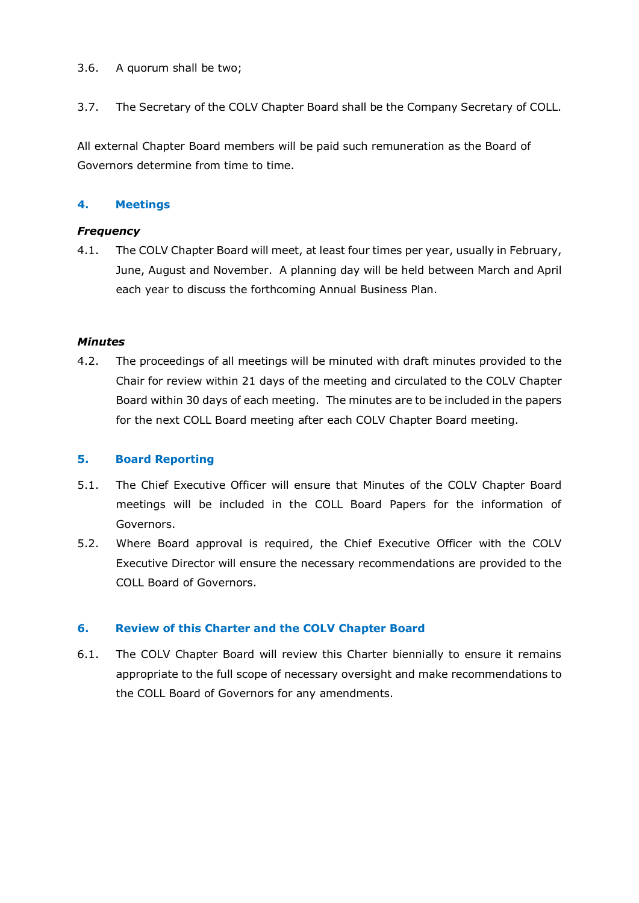3.6. A quorum shall be two;

3.7. The Secretary of the COLV Chapter Board shall be the Company Secretary of COLL.

All external Chapter Board members will be paid such remuneration as the Board of Governors determine from time to time.

## 4. Meetings

***Frequency***

4.1. The COLV Chapter Board will meet, at least four times per year, usually in February, June, August and November. A planning day will be held between March and April each year to discuss the forthcoming Annual Business Plan.

***Minutes***

4.2. The proceedings of all meetings will be minuted with draft minutes provided to the Chair for review within 21 days of the meeting and circulated to the COLV Chapter Board within 30 days of each meeting. The minutes are to be included in the papers for the next COLL Board meeting after each COLV Chapter Board meeting.

## 5. Board Reporting

5.1. The Chief Executive Officer will ensure that Minutes of the COLV Chapter Board meetings will be included in the COLL Board Papers for the information of Governors.

5.2. Where Board approval is required, the Chief Executive Officer with the COLV Executive Director will ensure the necessary recommendations are provided to the COLL Board of Governors.

## 6. Review of this Charter and the COLV Chapter Board

6.1. The COLV Chapter Board will review this Charter biennially to ensure it remains appropriate to the full scope of necessary oversight and make recommendations to the COLL Board of Governors for any amendments.